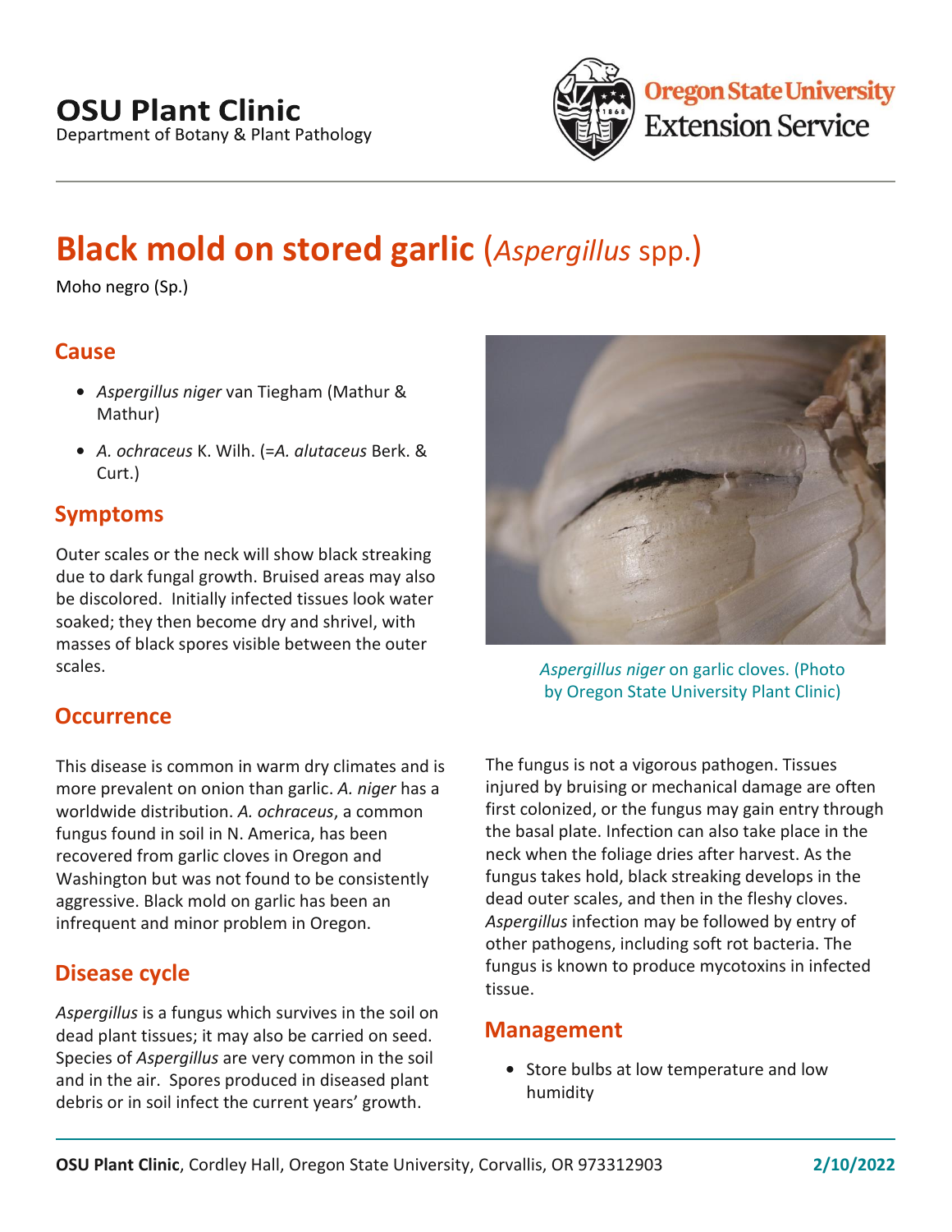# OSU Plant Clinic

Department of Botany & Plant Pathology

Oregon State University Extension Service

# Black mold on stored garlic (*Aspergillus* spp.)

Moho negro (Sp.)

## Cause

- *Aspergillus niger* van Tiegham (Mathur & Mathur)
- *A. ochraceus* K. Wilh. (=*A. alutaceus* Berk. & Curt.)

## Symptoms

Outer scales or the neck will show black streaking due to dark fungal growth. Bruised areas may also be discolored. Initially infected tissues look water soaked; they then become dry and shrivel, with masses of black spores visible between the outer scales.

*Aspergillus niger* on garlic cloves. (Photo by Oregon State University Plant Clinic)

## Occurrence

This disease is common in warm dry climates and is more prevalent on onion than garlic. *A. niger* has a worldwide distribution. *A. ochraceus*, a common fungus found in soil in N. America, has been recovered from garlic cloves in Oregon and Washington but was not found to be consistently aggressive. Black mold on garlic has been an infrequent and minor problem in Oregon.

## Disease cycle

*Aspergillus* is a fungus which survives in the soil on dead plant tissues; it may also be carried on seed. Species of *Aspergillus* are very common in the soil and in the air. Spores produced in diseased plant debris or in soil infect the current years' growth.

The fungus is not a vigorous pathogen. Tissues injured by bruising or mechanical damage are often first colonized, or the fungus may gain entry through the basal plate. Infection can also take place in the neck when the foliage dries after harvest. As the fungus takes hold, black streaking develops in the dead outer scales, and then in the fleshy cloves. *Aspergillus* infection may be followed by entry of other pathogens, including soft rot bacteria. The fungus is known to produce mycotoxins in infected tissue.

## Management

- Store bulbs at low temperature and low humidity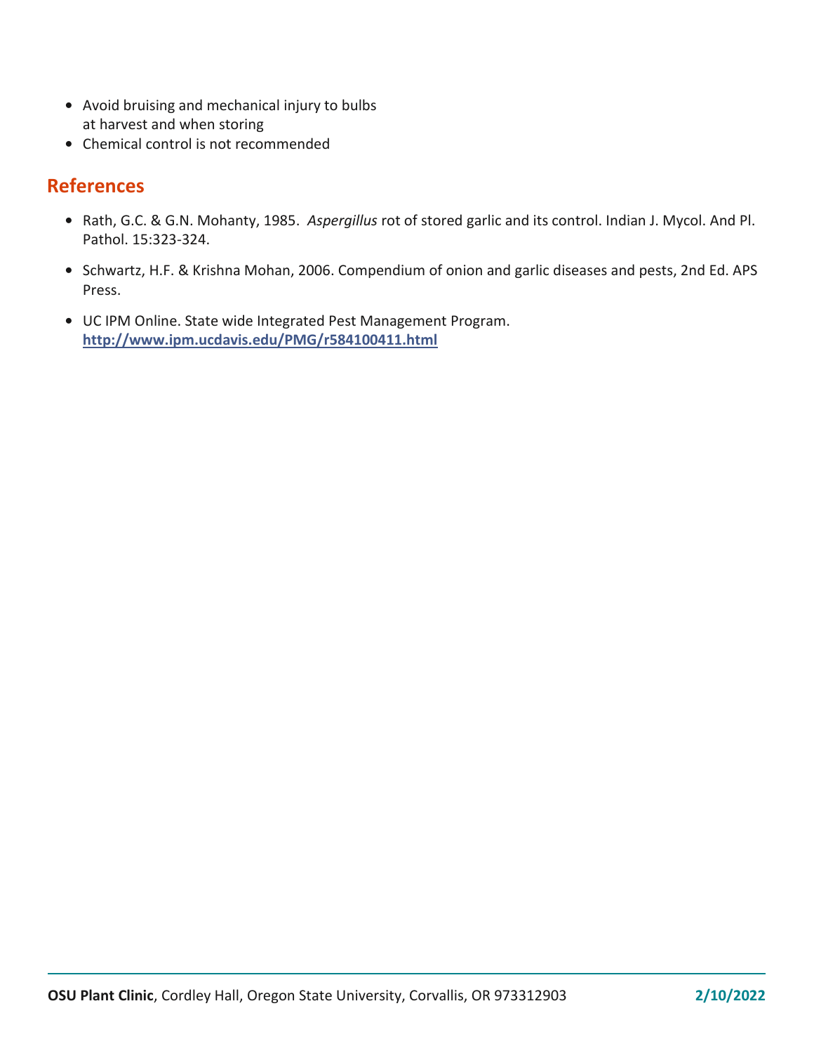- Avoid bruising and mechanical injury to bulbs at harvest and when storing
- Chemical control is not recommended

## References

- Rath, G.C. & G.N. Mohanty, 1985. *Aspergillus* rot of stored garlic and its control. Indian J. Mycol. And Pl. Pathol. 15:323-324.
- Schwartz, H.F. & Krishna Mohan, 2006. Compendium of onion and garlic diseases and pests, 2nd Ed. APS Press.
- UC IPM Online. State wide Integrated Pest Management Program. **http://www.ipm.ucdavis.edu/PMG/r584100411.html**